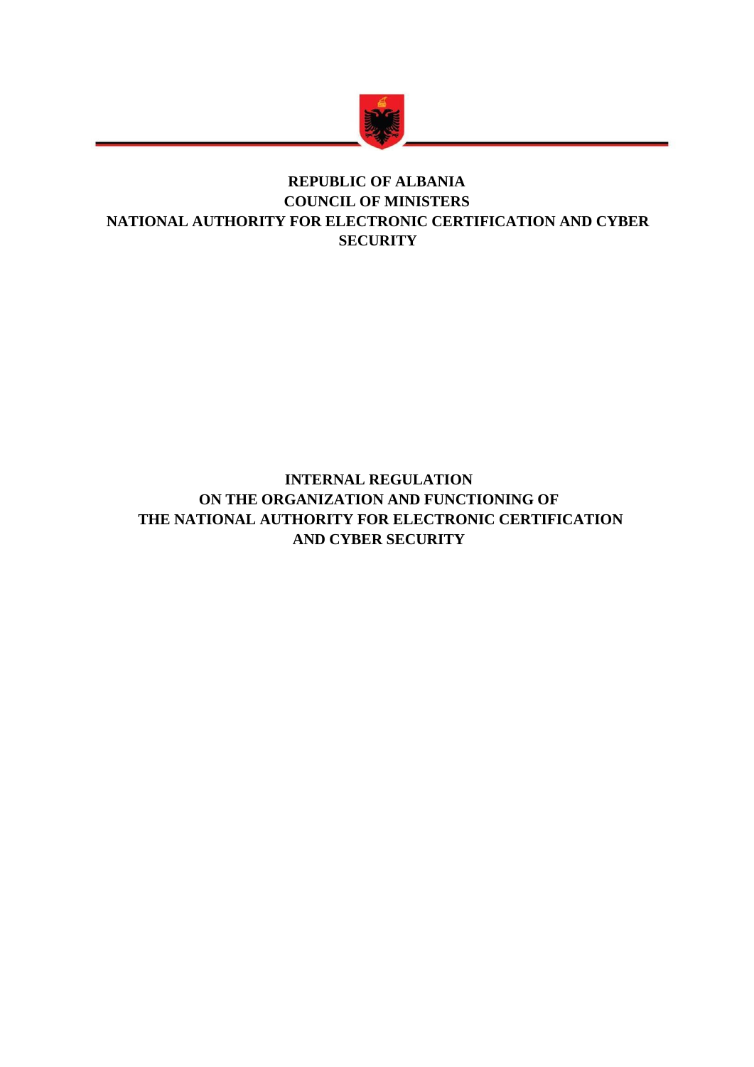**REPUBLIC OF ALBANIA**
**COUNCIL OF MINISTERS**
**NATIONAL AUTHORITY FOR ELECTRONIC CERTIFICATION AND CYBER SECURITY**

# INTERNAL REGULATION ON THE ORGANIZATION AND FUNCTIONING OF THE NATIONAL AUTHORITY FOR ELECTRONIC CERTIFICATION AND CYBER SECURITY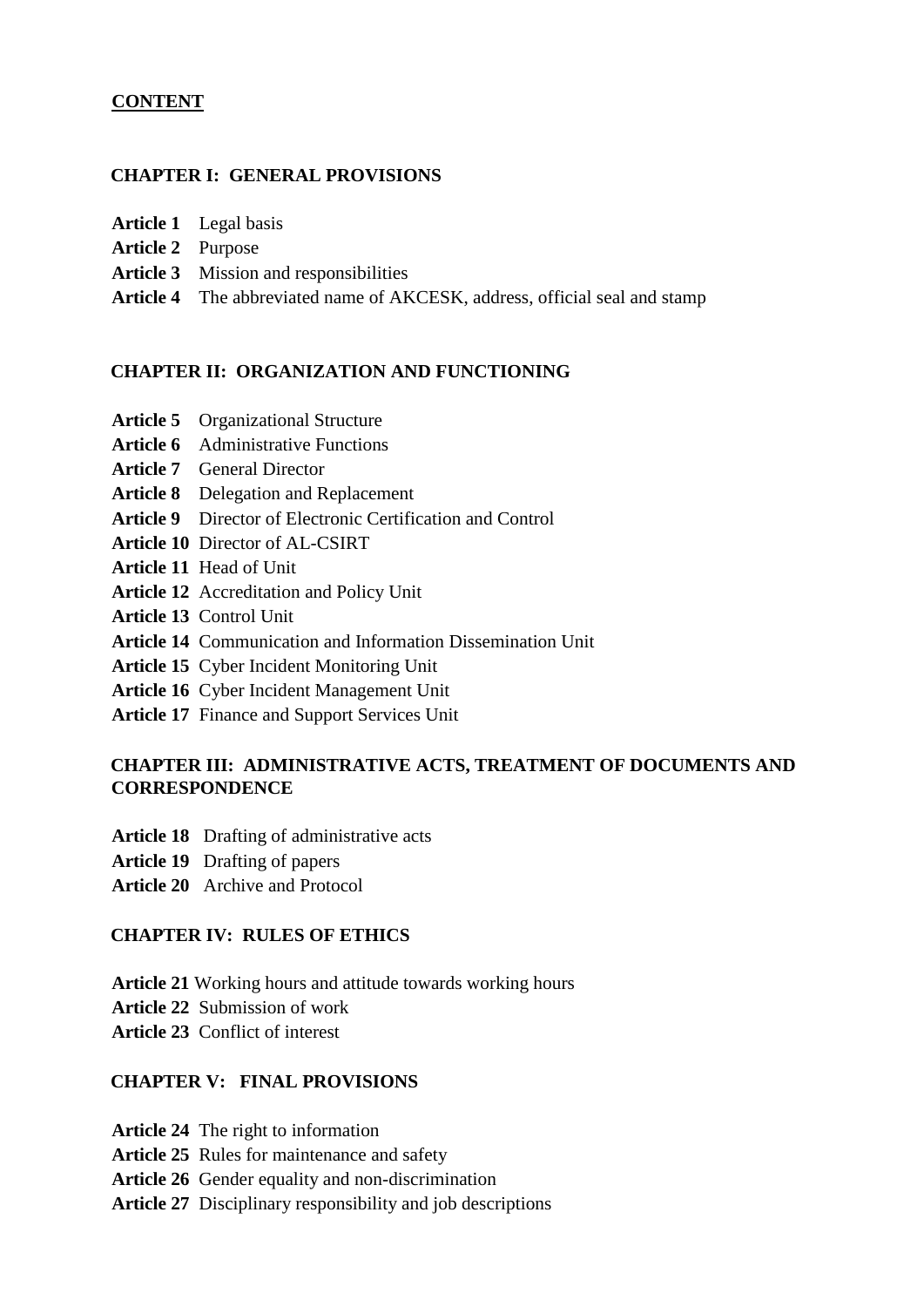**CONTENT**

## CHAPTER I: GENERAL PROVISIONS

**Article 1** Legal basis
**Article 2** Purpose
**Article 3** Mission and responsibilities
**Article 4** The abbreviated name of AKCESK, address, official seal and stamp

## CHAPTER II: ORGANIZATION AND FUNCTIONING

**Article 5** Organizational Structure
**Article 6** Administrative Functions
**Article 7** General Director
**Article 8** Delegation and Replacement
**Article 9** Director of Electronic Certification and Control
**Article 10** Director of AL-CSIRT
**Article 11** Head of Unit
**Article 12** Accreditation and Policy Unit
**Article 13** Control Unit
**Article 14** Communication and Information Dissemination Unit
**Article 15** Cyber Incident Monitoring Unit
**Article 16** Cyber Incident Management Unit
**Article 17** Finance and Support Services Unit

## CHAPTER III: ADMINISTRATIVE ACTS, TREATMENT OF DOCUMENTS AND CORRESPONDENCE

**Article 18** Drafting of administrative acts
**Article 19** Drafting of papers
**Article 20** Archive and Protocol

## CHAPTER IV: RULES OF ETHICS

**Article 21** Working hours and attitude towards working hours
**Article 22** Submission of work
**Article 23** Conflict of interest

## CHAPTER V: FINAL PROVISIONS

**Article 24** The right to information
**Article 25** Rules for maintenance and safety
**Article 26** Gender equality and non-discrimination
**Article 27** Disciplinary responsibility and job descriptions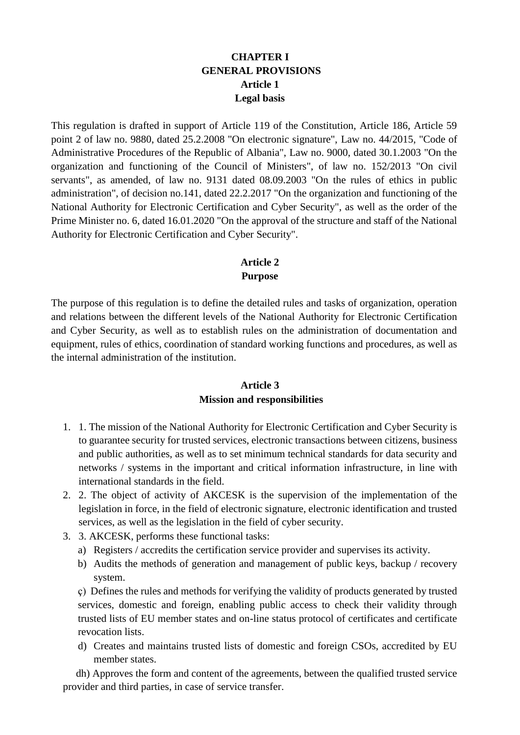**CHAPTER I**
**GENERAL PROVISIONS**
**Article 1**
**Legal basis**

This regulation is drafted in support of Article 119 of the Constitution, Article 186, Article 59 point 2 of law no. 9880, dated 25.2.2008 "On electronic signature", Law no. 44/2015, "Code of Administrative Procedures of the Republic of Albania", Law no. 9000, dated 30.1.2003 "On the organization and functioning of the Council of Ministers", of law no. 152/2013 "On civil servants", as amended, of law no. 9131 dated 08.09.2003 "On the rules of ethics in public administration", of decision no.141, dated 22.2.2017 "On the organization and functioning of the National Authority for Electronic Certification and Cyber Security", as well as the order of the Prime Minister no. 6, dated 16.01.2020 "On the approval of the structure and staff of the National Authority for Electronic Certification and Cyber Security".

**Article 2**
**Purpose**

The purpose of this regulation is to define the detailed rules and tasks of organization, operation and relations between the different levels of the National Authority for Electronic Certification and Cyber Security, as well as to establish rules on the administration of documentation and equipment, rules of ethics, coordination of standard working functions and procedures, as well as the internal administration of the institution.

**Article 3**
**Mission and responsibilities**

1. 1. The mission of the National Authority for Electronic Certification and Cyber Security is to guarantee security for trusted services, electronic transactions between citizens, business and public authorities, as well as to set minimum technical standards for data security and networks / systems in the important and critical information infrastructure, in line with international standards in the field.
2. 2. The object of activity of AKCESK is the supervision of the implementation of the legislation in force, in the field of electronic signature, electronic identification and trusted services, as well as the legislation in the field of cyber security.
3. 3. AKCESK, performs these functional tasks:
   a) Registers / accredits the certification service provider and supervises its activity.
   b) Audits the methods of generation and management of public keys, backup / recovery system.
   ç) Defines the rules and methods for verifying the validity of products generated by trusted services, domestic and foreign, enabling public access to check their validity through trusted lists of EU member states and on-line status protocol of certificates and certificate revocation lists.
   d) Creates and maintains trusted lists of domestic and foreign CSOs, accredited by EU member states.
   dh) Approves the form and content of the agreements, between the qualified trusted service provider and third parties, in case of service transfer.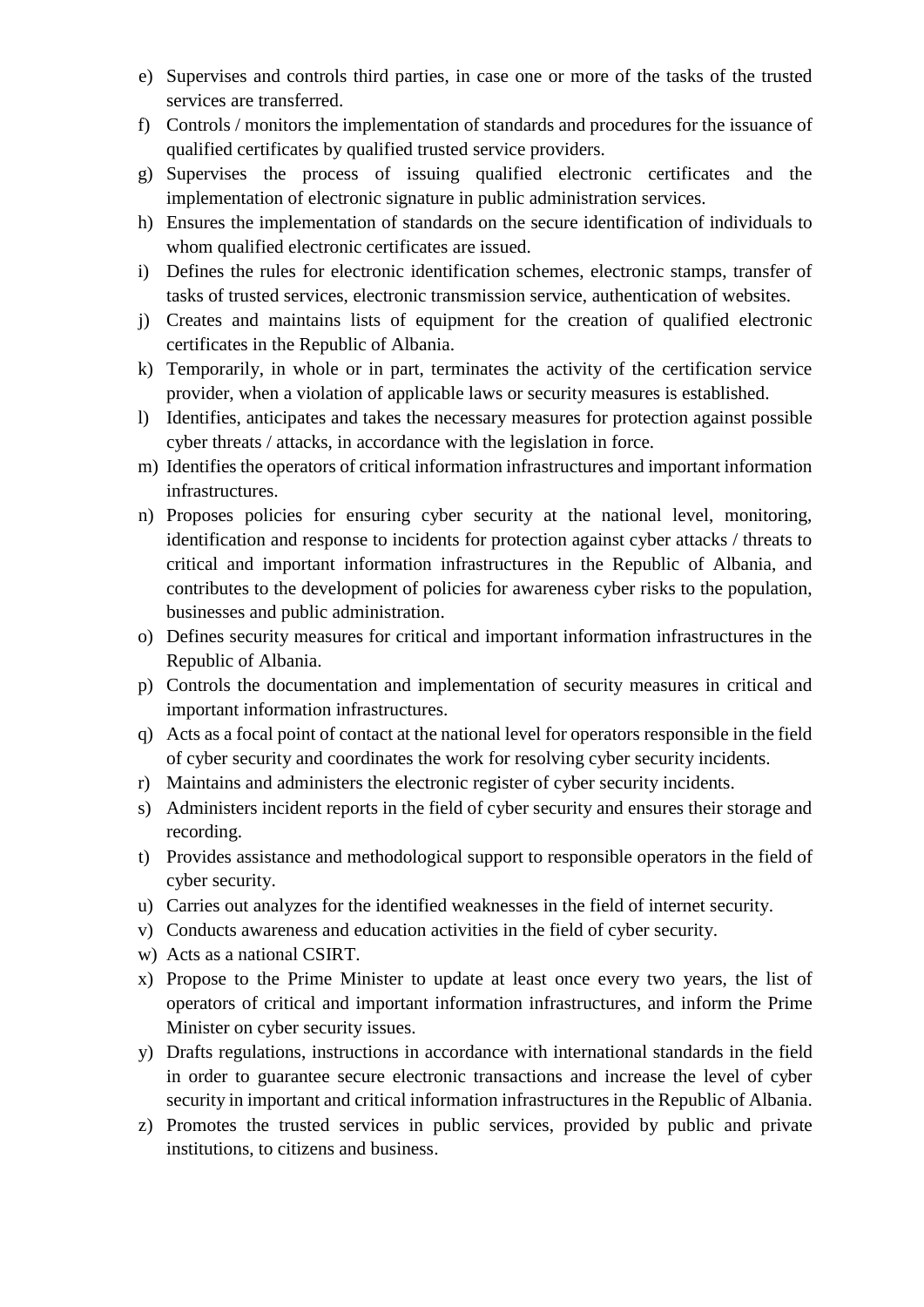e) Supervises and controls third parties, in case one or more of the tasks of the trusted services are transferred.
f) Controls / monitors the implementation of standards and procedures for the issuance of qualified certificates by qualified trusted service providers.
g) Supervises the process of issuing qualified electronic certificates and the implementation of electronic signature in public administration services.
h) Ensures the implementation of standards on the secure identification of individuals to whom qualified electronic certificates are issued.
i) Defines the rules for electronic identification schemes, electronic stamps, transfer of tasks of trusted services, electronic transmission service, authentication of websites.
j) Creates and maintains lists of equipment for the creation of qualified electronic certificates in the Republic of Albania.
k) Temporarily, in whole or in part, terminates the activity of the certification service provider, when a violation of applicable laws or security measures is established.
l) Identifies, anticipates and takes the necessary measures for protection against possible cyber threats / attacks, in accordance with the legislation in force.
m) Identifies the operators of critical information infrastructures and important information infrastructures.
n) Proposes policies for ensuring cyber security at the national level, monitoring, identification and response to incidents for protection against cyber attacks / threats to critical and important information infrastructures in the Republic of Albania, and contributes to the development of policies for awareness cyber risks to the population, businesses and public administration.
o) Defines security measures for critical and important information infrastructures in the Republic of Albania.
p) Controls the documentation and implementation of security measures in critical and important information infrastructures.
q) Acts as a focal point of contact at the national level for operators responsible in the field of cyber security and coordinates the work for resolving cyber security incidents.
r) Maintains and administers the electronic register of cyber security incidents.
s) Administers incident reports in the field of cyber security and ensures their storage and recording.
t) Provides assistance and methodological support to responsible operators in the field of cyber security.
u) Carries out analyzes for the identified weaknesses in the field of internet security.
v) Conducts awareness and education activities in the field of cyber security.
w) Acts as a national CSIRT.
x) Propose to the Prime Minister to update at least once every two years, the list of operators of critical and important information infrastructures, and inform the Prime Minister on cyber security issues.
y) Drafts regulations, instructions in accordance with international standards in the field in order to guarantee secure electronic transactions and increase the level of cyber security in important and critical information infrastructures in the Republic of Albania.
z) Promotes the trusted services in public services, provided by public and private institutions, to citizens and business.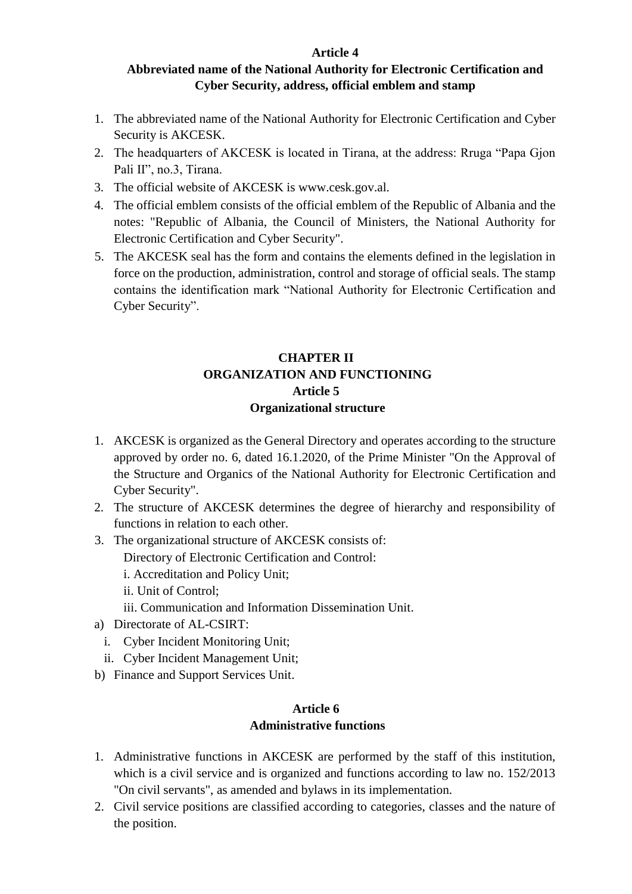### Article 4
### Abbreviated name of the National Authority for Electronic Certification and Cyber Security, address, official emblem and stamp

1. The abbreviated name of the National Authority for Electronic Certification and Cyber Security is AKCESK.
2. The headquarters of AKCESK is located in Tirana, at the address: Rruga "Papa Gjon Pali II", no.3, Tirana.
3. The official website of AKCESK is www.cesk.gov.al.
4. The official emblem consists of the official emblem of the Republic of Albania and the notes: "Republic of Albania, the Council of Ministers, the National Authority for Electronic Certification and Cyber Security".
5. The AKCESK seal has the form and contains the elements defined in the legislation in force on the production, administration, control and storage of official seals. The stamp contains the identification mark "National Authority for Electronic Certification and Cyber Security".

## CHAPTER II
## ORGANIZATION AND FUNCTIONING
### Article 5
### Organizational structure

1. AKCESK is organized as the General Directory and operates according to the structure approved by order no. 6, dated 16.1.2020, of the Prime Minister "On the Approval of the Structure and Organics of the National Authority for Electronic Certification and Cyber Security".
2. The structure of AKCESK determines the degree of hierarchy and responsibility of functions in relation to each other.
3. The organizational structure of AKCESK consists of:

   Directory of Electronic Certification and Control:

   i. Accreditation and Policy Unit;

   ii. Unit of Control;

   iii. Communication and Information Dissemination Unit.

a) Directorate of AL-CSIRT:
   i. Cyber Incident Monitoring Unit;
   ii. Cyber Incident Management Unit;
b) Finance and Support Services Unit.

### Article 6
### Administrative functions

1. Administrative functions in AKCESK are performed by the staff of this institution, which is a civil service and is organized and functions according to law no. 152/2013 "On civil servants", as amended and bylaws in its implementation.
2. Civil service positions are classified according to categories, classes and the nature of the position.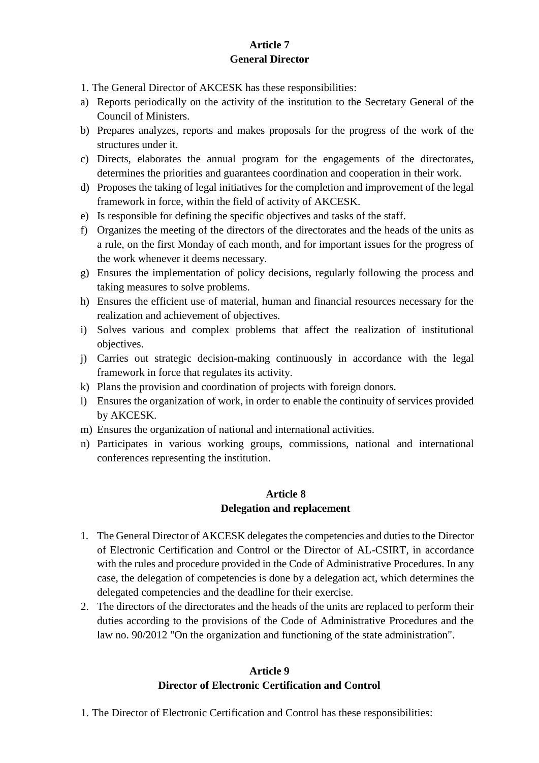**Article 7**
**General Director**

1. The General Director of AKCESK has these responsibilities:

a) Reports periodically on the activity of the institution to the Secretary General of the Council of Ministers.
b) Prepares analyzes, reports and makes proposals for the progress of the work of the structures under it.
c) Directs, elaborates the annual program for the engagements of the directorates, determines the priorities and guarantees coordination and cooperation in their work.
d) Proposes the taking of legal initiatives for the completion and improvement of the legal framework in force, within the field of activity of AKCESK.
e) Is responsible for defining the specific objectives and tasks of the staff.
f) Organizes the meeting of the directors of the directorates and the heads of the units as a rule, on the first Monday of each month, and for important issues for the progress of the work whenever it deems necessary.
g) Ensures the implementation of policy decisions, regularly following the process and taking measures to solve problems.
h) Ensures the efficient use of material, human and financial resources necessary for the realization and achievement of objectives.
i) Solves various and complex problems that affect the realization of institutional objectives.
j) Carries out strategic decision-making continuously in accordance with the legal framework in force that regulates its activity.
k) Plans the provision and coordination of projects with foreign donors.
l) Ensures the organization of work, in order to enable the continuity of services provided by AKCESK.
m) Ensures the organization of national and international activities.
n) Participates in various working groups, commissions, national and international conferences representing the institution.

**Article 8**
**Delegation and replacement**

1. The General Director of AKCESK delegates the competencies and duties to the Director of Electronic Certification and Control or the Director of AL-CSIRT, in accordance with the rules and procedure provided in the Code of Administrative Procedures. In any case, the delegation of competencies is done by a delegation act, which determines the delegated competencies and the deadline for their exercise.
2. The directors of the directorates and the heads of the units are replaced to perform their duties according to the provisions of the Code of Administrative Procedures and the law no. 90/2012 "On the organization and functioning of the state administration".

**Article 9**
**Director of Electronic Certification and Control**

1. The Director of Electronic Certification and Control has these responsibilities: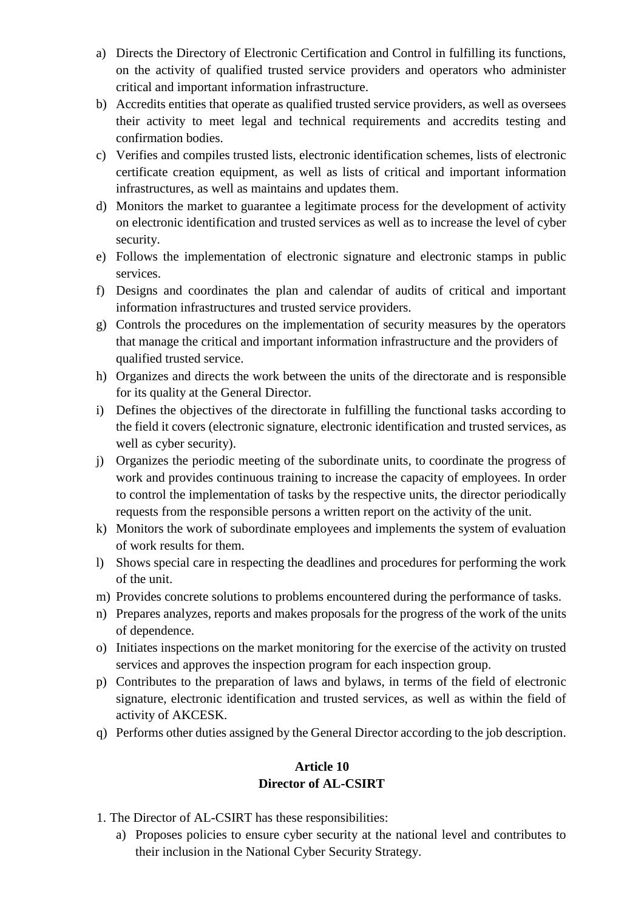a) Directs the Directory of Electronic Certification and Control in fulfilling its functions, on the activity of qualified trusted service providers and operators who administer critical and important information infrastructure.
b) Accredits entities that operate as qualified trusted service providers, as well as oversees their activity to meet legal and technical requirements and accredits testing and confirmation bodies.
c) Verifies and compiles trusted lists, electronic identification schemes, lists of electronic certificate creation equipment, as well as lists of critical and important information infrastructures, as well as maintains and updates them.
d) Monitors the market to guarantee a legitimate process for the development of activity on electronic identification and trusted services as well as to increase the level of cyber security.
e) Follows the implementation of electronic signature and electronic stamps in public services.
f) Designs and coordinates the plan and calendar of audits of critical and important information infrastructures and trusted service providers.
g) Controls the procedures on the implementation of security measures by the operators that manage the critical and important information infrastructure and the providers of qualified trusted service.
h) Organizes and directs the work between the units of the directorate and is responsible for its quality at the General Director.
i) Defines the objectives of the directorate in fulfilling the functional tasks according to the field it covers (electronic signature, electronic identification and trusted services, as well as cyber security).
j) Organizes the periodic meeting of the subordinate units, to coordinate the progress of work and provides continuous training to increase the capacity of employees. In order to control the implementation of tasks by the respective units, the director periodically requests from the responsible persons a written report on the activity of the unit.
k) Monitors the work of subordinate employees and implements the system of evaluation of work results for them.
l) Shows special care in respecting the deadlines and procedures for performing the work of the unit.
m) Provides concrete solutions to problems encountered during the performance of tasks.
n) Prepares analyzes, reports and makes proposals for the progress of the work of the units of dependence.
o) Initiates inspections on the market monitoring for the exercise of the activity on trusted services and approves the inspection program for each inspection group.
p) Contributes to the preparation of laws and bylaws, in terms of the field of electronic signature, electronic identification and trusted services, as well as within the field of activity of AKCESK.
q) Performs other duties assigned by the General Director according to the job description.

## Article 10
## Director of AL-CSIRT

1. The Director of AL-CSIRT has these responsibilities:
   a) Proposes policies to ensure cyber security at the national level and contributes to their inclusion in the National Cyber Security Strategy.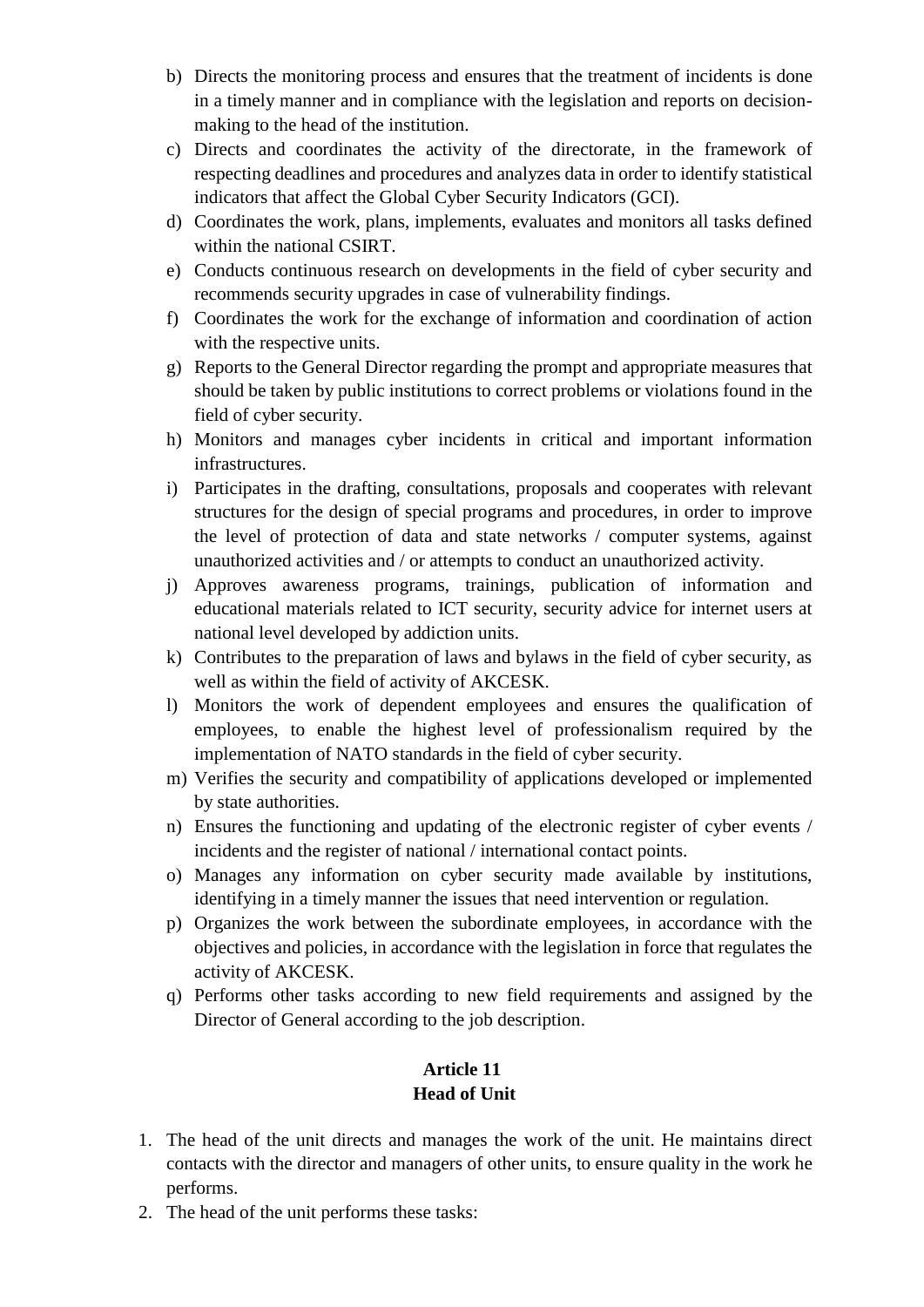b) Directs the monitoring process and ensures that the treatment of incidents is done in a timely manner and in compliance with the legislation and reports on decision-making to the head of the institution.
c) Directs and coordinates the activity of the directorate, in the framework of respecting deadlines and procedures and analyzes data in order to identify statistical indicators that affect the Global Cyber Security Indicators (GCI).
d) Coordinates the work, plans, implements, evaluates and monitors all tasks defined within the national CSIRT.
e) Conducts continuous research on developments in the field of cyber security and recommends security upgrades in case of vulnerability findings.
f) Coordinates the work for the exchange of information and coordination of action with the respective units.
g) Reports to the General Director regarding the prompt and appropriate measures that should be taken by public institutions to correct problems or violations found in the field of cyber security.
h) Monitors and manages cyber incidents in critical and important information infrastructures.
i) Participates in the drafting, consultations, proposals and cooperates with relevant structures for the design of special programs and procedures, in order to improve the level of protection of data and state networks / computer systems, against unauthorized activities and / or attempts to conduct an unauthorized activity.
j) Approves awareness programs, trainings, publication of information and educational materials related to ICT security, security advice for internet users at national level developed by addiction units.
k) Contributes to the preparation of laws and bylaws in the field of cyber security, as well as within the field of activity of AKCESK.
l) Monitors the work of dependent employees and ensures the qualification of employees, to enable the highest level of professionalism required by the implementation of NATO standards in the field of cyber security.
m) Verifies the security and compatibility of applications developed or implemented by state authorities.
n) Ensures the functioning and updating of the electronic register of cyber events / incidents and the register of national / international contact points.
o) Manages any information on cyber security made available by institutions, identifying in a timely manner the issues that need intervention or regulation.
p) Organizes the work between the subordinate employees, in accordance with the objectives and policies, in accordance with the legislation in force that regulates the activity of AKCESK.
q) Performs other tasks according to new field requirements and assigned by the Director of General according to the job description.

## Article 11
## Head of Unit

1. The head of the unit directs and manages the work of the unit. He maintains direct contacts with the director and managers of other units, to ensure quality in the work he performs.
2. The head of the unit performs these tasks: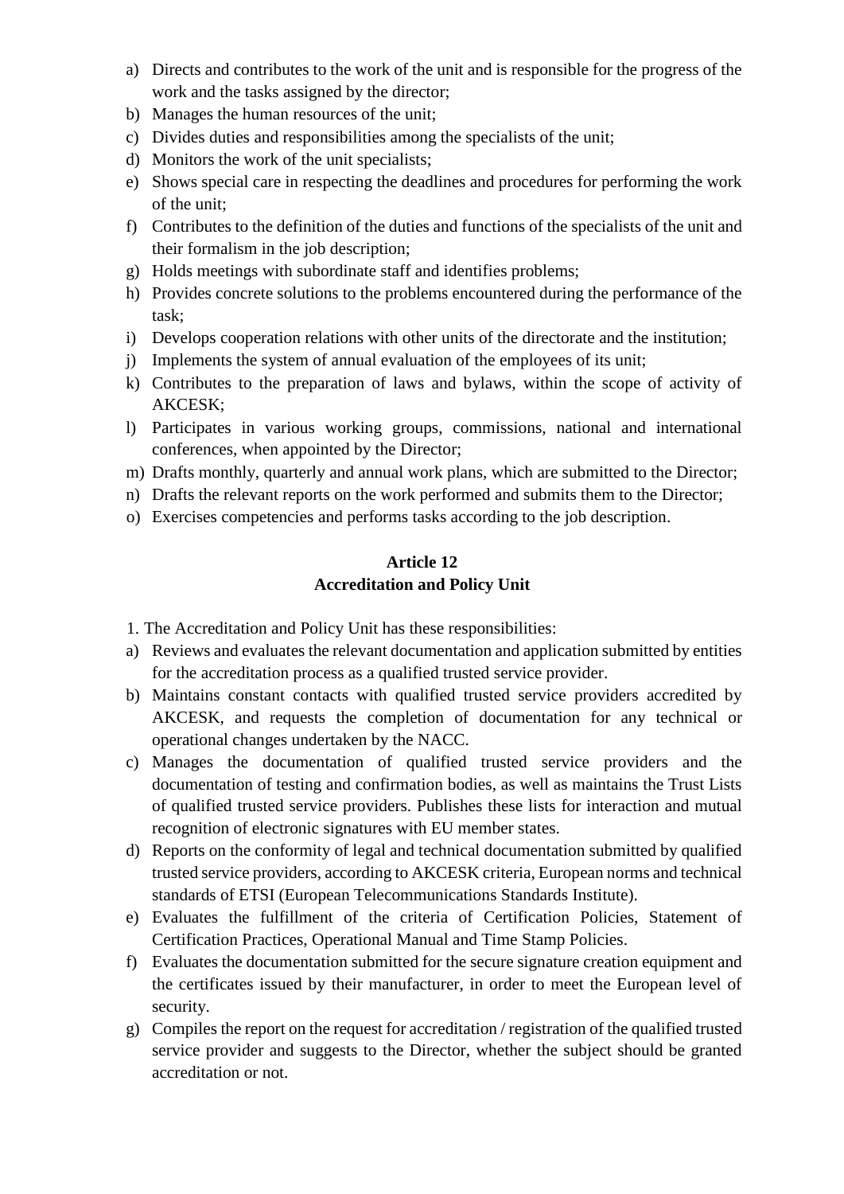a) Directs and contributes to the work of the unit and is responsible for the progress of the work and the tasks assigned by the director;
b) Manages the human resources of the unit;
c) Divides duties and responsibilities among the specialists of the unit;
d) Monitors the work of the unit specialists;
e) Shows special care in respecting the deadlines and procedures for performing the work of the unit;
f) Contributes to the definition of the duties and functions of the specialists of the unit and their formalism in the job description;
g) Holds meetings with subordinate staff and identifies problems;
h) Provides concrete solutions to the problems encountered during the performance of the task;
i) Develops cooperation relations with other units of the directorate and the institution;
j) Implements the system of annual evaluation of the employees of its unit;
k) Contributes to the preparation of laws and bylaws, within the scope of activity of AKCESK;
l) Participates in various working groups, commissions, national and international conferences, when appointed by the Director;
m) Drafts monthly, quarterly and annual work plans, which are submitted to the Director;
n) Drafts the relevant reports on the work performed and submits them to the Director;
o) Exercises competencies and performs tasks according to the job description.

**Article 12**
**Accreditation and Policy Unit**

1. The Accreditation and Policy Unit has these responsibilities:

a) Reviews and evaluates the relevant documentation and application submitted by entities for the accreditation process as a qualified trusted service provider.
b) Maintains constant contacts with qualified trusted service providers accredited by AKCESK, and requests the completion of documentation for any technical or operational changes undertaken by the NACC.
c) Manages the documentation of qualified trusted service providers and the documentation of testing and confirmation bodies, as well as maintains the Trust Lists of qualified trusted service providers. Publishes these lists for interaction and mutual recognition of electronic signatures with EU member states.
d) Reports on the conformity of legal and technical documentation submitted by qualified trusted service providers, according to AKCESK criteria, European norms and technical standards of ETSI (European Telecommunications Standards Institute).
e) Evaluates the fulfillment of the criteria of Certification Policies, Statement of Certification Practices, Operational Manual and Time Stamp Policies.
f) Evaluates the documentation submitted for the secure signature creation equipment and the certificates issued by their manufacturer, in order to meet the European level of security.
g) Compiles the report on the request for accreditation / registration of the qualified trusted service provider and suggests to the Director, whether the subject should be granted accreditation or not.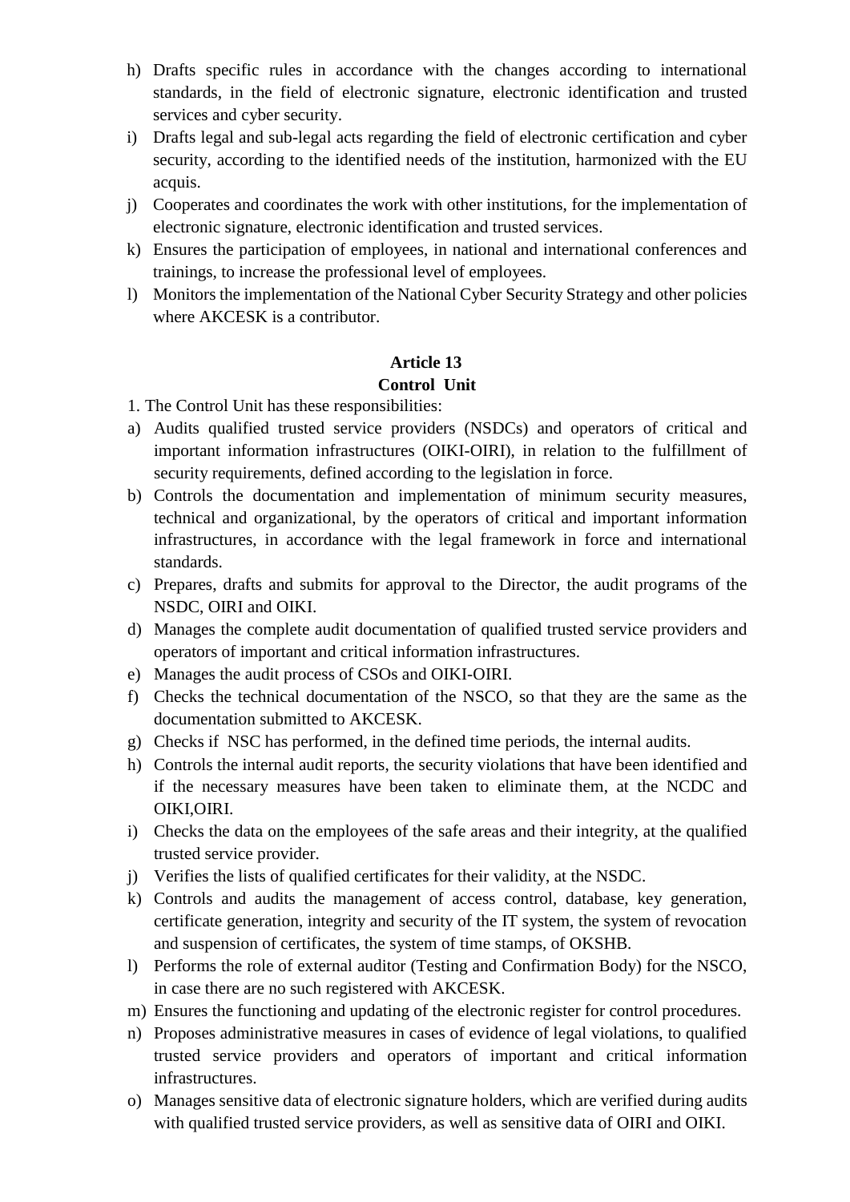h) Drafts specific rules in accordance with the changes according to international standards, in the field of electronic signature, electronic identification and trusted services and cyber security.
i) Drafts legal and sub-legal acts regarding the field of electronic certification and cyber security, according to the identified needs of the institution, harmonized with the EU acquis.
j) Cooperates and coordinates the work with other institutions, for the implementation of electronic signature, electronic identification and trusted services.
k) Ensures the participation of employees, in national and international conferences and trainings, to increase the professional level of employees.
l) Monitors the implementation of the National Cyber Security Strategy and other policies where AKCESK is a contributor.

**Article 13**
**Control Unit**

1. The Control Unit has these responsibilities:

a) Audits qualified trusted service providers (NSDCs) and operators of critical and important information infrastructures (OIKI-OIRI), in relation to the fulfillment of security requirements, defined according to the legislation in force.
b) Controls the documentation and implementation of minimum security measures, technical and organizational, by the operators of critical and important information infrastructures, in accordance with the legal framework in force and international standards.
c) Prepares, drafts and submits for approval to the Director, the audit programs of the NSDC, OIRI and OIKI.
d) Manages the complete audit documentation of qualified trusted service providers and operators of important and critical information infrastructures.
e) Manages the audit process of CSOs and OIKI-OIRI.
f) Checks the technical documentation of the NSCO, so that they are the same as the documentation submitted to AKCESK.
g) Checks if NSC has performed, in the defined time periods, the internal audits.
h) Controls the internal audit reports, the security violations that have been identified and if the necessary measures have been taken to eliminate them, at the NCDC and OIKI,OIRI.
i) Checks the data on the employees of the safe areas and their integrity, at the qualified trusted service provider.
j) Verifies the lists of qualified certificates for their validity, at the NSDC.
k) Controls and audits the management of access control, database, key generation, certificate generation, integrity and security of the IT system, the system of revocation and suspension of certificates, the system of time stamps, of OKSHB.
l) Performs the role of external auditor (Testing and Confirmation Body) for the NSCO, in case there are no such registered with AKCESK.
m) Ensures the functioning and updating of the electronic register for control procedures.
n) Proposes administrative measures in cases of evidence of legal violations, to qualified trusted service providers and operators of important and critical information infrastructures.
o) Manages sensitive data of electronic signature holders, which are verified during audits with qualified trusted service providers, as well as sensitive data of OIRI and OIKI.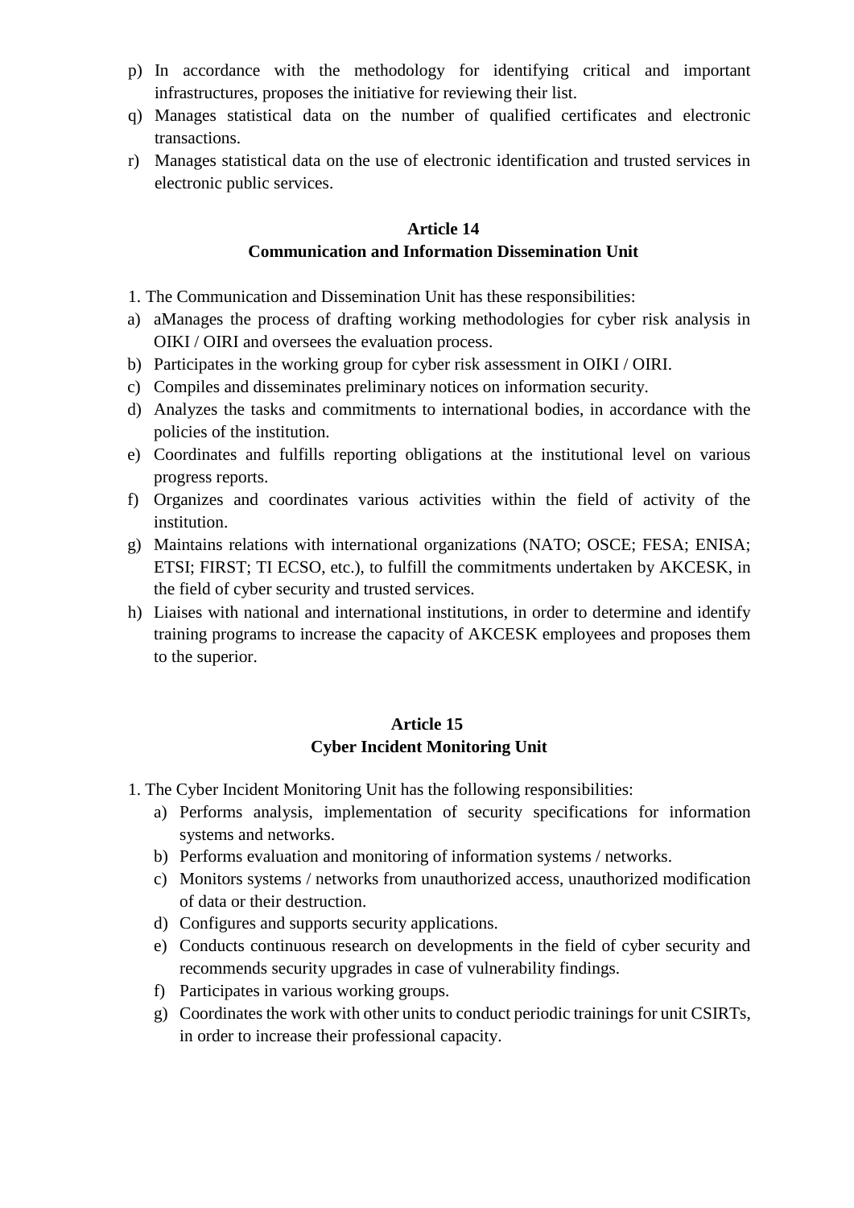p) In accordance with the methodology for identifying critical and important infrastructures, proposes the initiative for reviewing their list.
q) Manages statistical data on the number of qualified certificates and electronic transactions.
r) Manages statistical data on the use of electronic identification and trusted services in electronic public services.

**Article 14**
**Communication and Information Dissemination Unit**

1. The Communication and Dissemination Unit has these responsibilities:

a) aManages the process of drafting working methodologies for cyber risk analysis in OIKI / OIRI and oversees the evaluation process.
b) Participates in the working group for cyber risk assessment in OIKI / OIRI.
c) Compiles and disseminates preliminary notices on information security.
d) Analyzes the tasks and commitments to international bodies, in accordance with the policies of the institution.
e) Coordinates and fulfills reporting obligations at the institutional level on various progress reports.
f) Organizes and coordinates various activities within the field of activity of the institution.
g) Maintains relations with international organizations (NATO; OSCE; FESA; ENISA; ETSI; FIRST; TI ECSO, etc.), to fulfill the commitments undertaken by AKCESK, in the field of cyber security and trusted services.
h) Liaises with national and international institutions, in order to determine and identify training programs to increase the capacity of AKCESK employees and proposes them to the superior.

**Article 15**
**Cyber Incident Monitoring Unit**

1. The Cyber Incident Monitoring Unit has the following responsibilities:
   a) Performs analysis, implementation of security specifications for information systems and networks.
   b) Performs evaluation and monitoring of information systems / networks.
   c) Monitors systems / networks from unauthorized access, unauthorized modification of data or their destruction.
   d) Configures and supports security applications.
   e) Conducts continuous research on developments in the field of cyber security and recommends security upgrades in case of vulnerability findings.
   f) Participates in various working groups.
   g) Coordinates the work with other units to conduct periodic trainings for unit CSIRTs, in order to increase their professional capacity.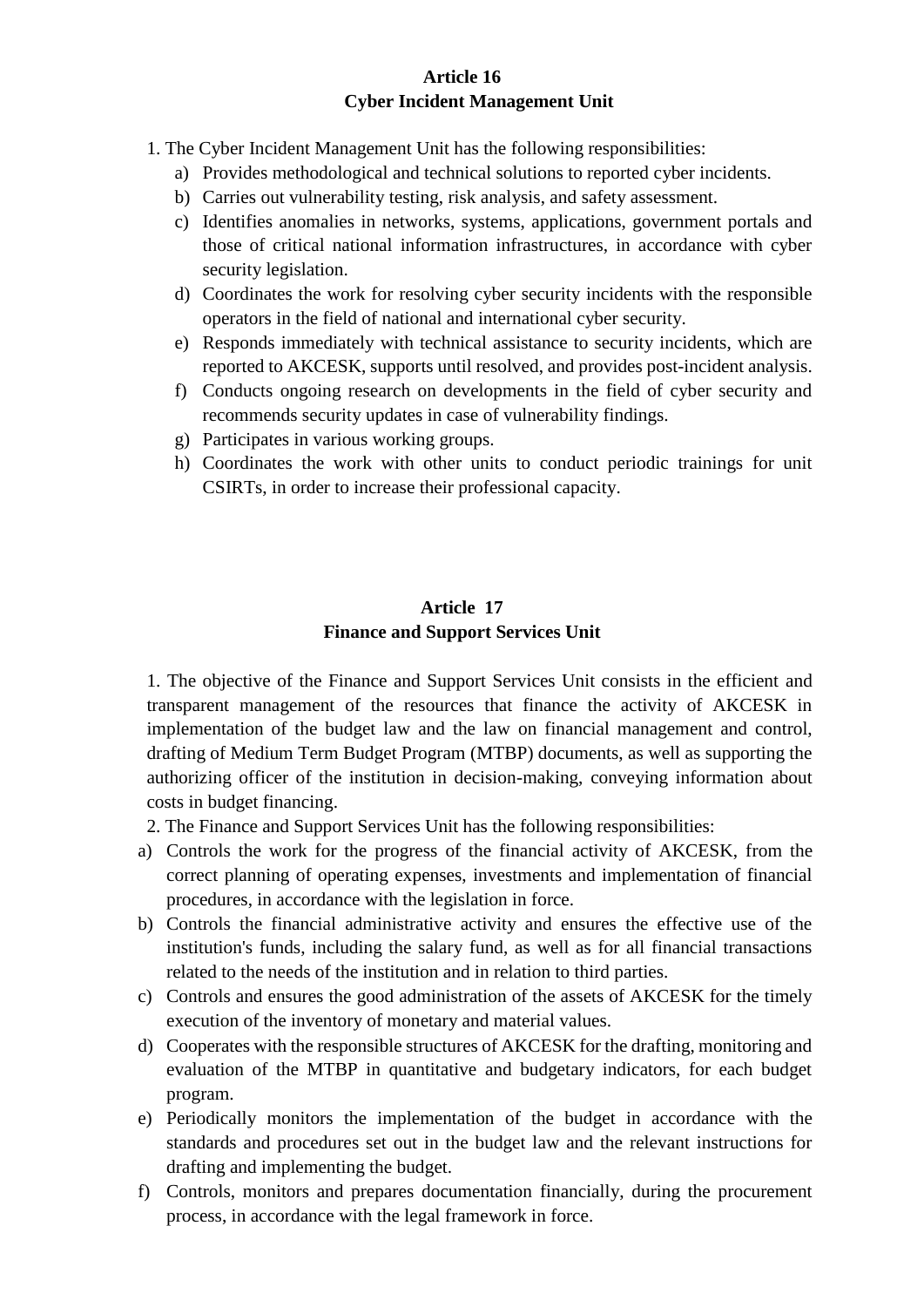**Article 16**
**Cyber Incident Management Unit**

1. The Cyber Incident Management Unit has the following responsibilities:
   a) Provides methodological and technical solutions to reported cyber incidents.
   b) Carries out vulnerability testing, risk analysis, and safety assessment.
   c) Identifies anomalies in networks, systems, applications, government portals and those of critical national information infrastructures, in accordance with cyber security legislation.
   d) Coordinates the work for resolving cyber security incidents with the responsible operators in the field of national and international cyber security.
   e) Responds immediately with technical assistance to security incidents, which are reported to AKCESK, supports until resolved, and provides post-incident analysis.
   f) Conducts ongoing research on developments in the field of cyber security and recommends security updates in case of vulnerability findings.
   g) Participates in various working groups.
   h) Coordinates the work with other units to conduct periodic trainings for unit CSIRTs, in order to increase their professional capacity.

**Article 17**
**Finance and Support Services Unit**

1. The objective of the Finance and Support Services Unit consists in the efficient and transparent management of the resources that finance the activity of AKCESK in implementation of the budget law and the law on financial management and control, drafting of Medium Term Budget Program (MTBP) documents, as well as supporting the authorizing officer of the institution in decision-making, conveying information about costs in budget financing.

2. The Finance and Support Services Unit has the following responsibilities:

a) Controls the work for the progress of the financial activity of AKCESK, from the correct planning of operating expenses, investments and implementation of financial procedures, in accordance with the legislation in force.
b) Controls the financial administrative activity and ensures the effective use of the institution's funds, including the salary fund, as well as for all financial transactions related to the needs of the institution and in relation to third parties.
c) Controls and ensures the good administration of the assets of AKCESK for the timely execution of the inventory of monetary and material values.
d) Cooperates with the responsible structures of AKCESK for the drafting, monitoring and evaluation of the MTBP in quantitative and budgetary indicators, for each budget program.
e) Periodically monitors the implementation of the budget in accordance with the standards and procedures set out in the budget law and the relevant instructions for drafting and implementing the budget.
f) Controls, monitors and prepares documentation financially, during the procurement process, in accordance with the legal framework in force.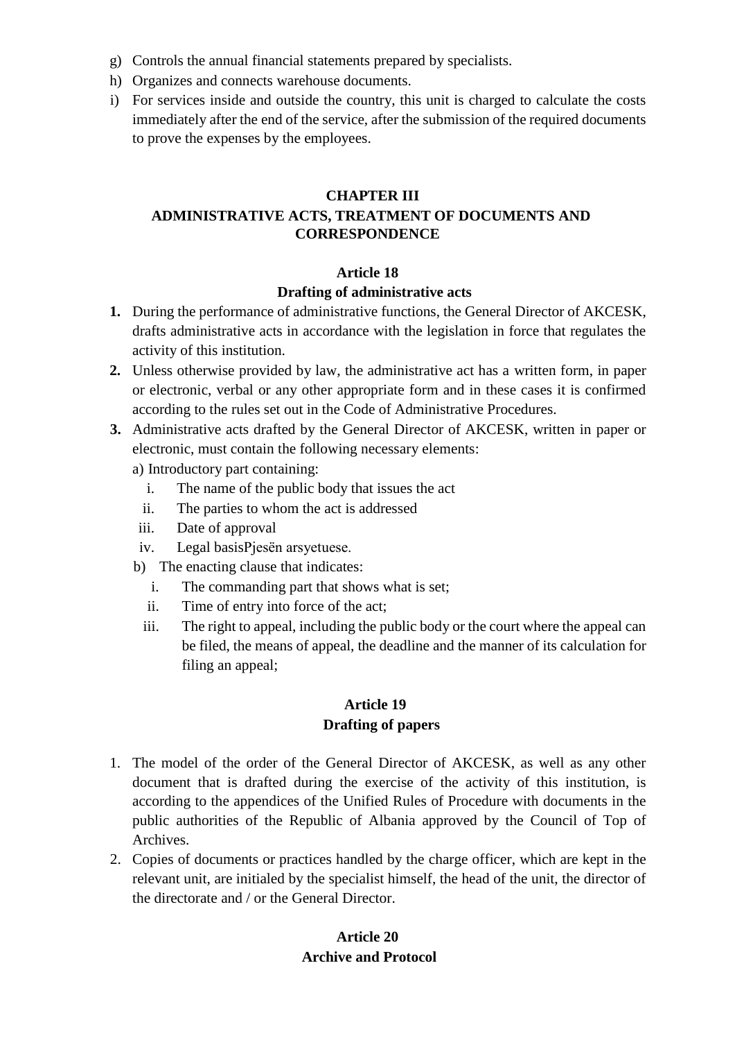g) Controls the annual financial statements prepared by specialists.
h) Organizes and connects warehouse documents.
i) For services inside and outside the country, this unit is charged to calculate the costs immediately after the end of the service, after the submission of the required documents to prove the expenses by the employees.

## CHAPTER III
## ADMINISTRATIVE ACTS, TREATMENT OF DOCUMENTS AND CORRESPONDENCE

### Article 18
### Drafting of administrative acts

**1.** During the performance of administrative functions, the General Director of AKCESK, drafts administrative acts in accordance with the legislation in force that regulates the activity of this institution.

**2.** Unless otherwise provided by law, the administrative act has a written form, in paper or electronic, verbal or any other appropriate form and in these cases it is confirmed according to the rules set out in the Code of Administrative Procedures.

**3.** Administrative acts drafted by the General Director of AKCESK, written in paper or electronic, must contain the following necessary elements:

a) Introductory part containing:

   i. The name of the public body that issues the act
   ii. The parties to whom the act is addressed
   iii. Date of approval
   iv. Legal basisPjesën arsyetuese.

b) The enacting clause that indicates:

   i. The commanding part that shows what is set;
   ii. Time of entry into force of the act;
   iii. The right to appeal, including the public body or the court where the appeal can be filed, the means of appeal, the deadline and the manner of its calculation for filing an appeal;

### Article 19
### Drafting of papers

1. The model of the order of the General Director of AKCESK, as well as any other document that is drafted during the exercise of the activity of this institution, is according to the appendices of the Unified Rules of Procedure with documents in the public authorities of the Republic of Albania approved by the Council of Top of Archives.
2. Copies of documents or practices handled by the charge officer, which are kept in the relevant unit, are initialed by the specialist himself, the head of the unit, the director of the directorate and / or the General Director.

### Article 20
### Archive and Protocol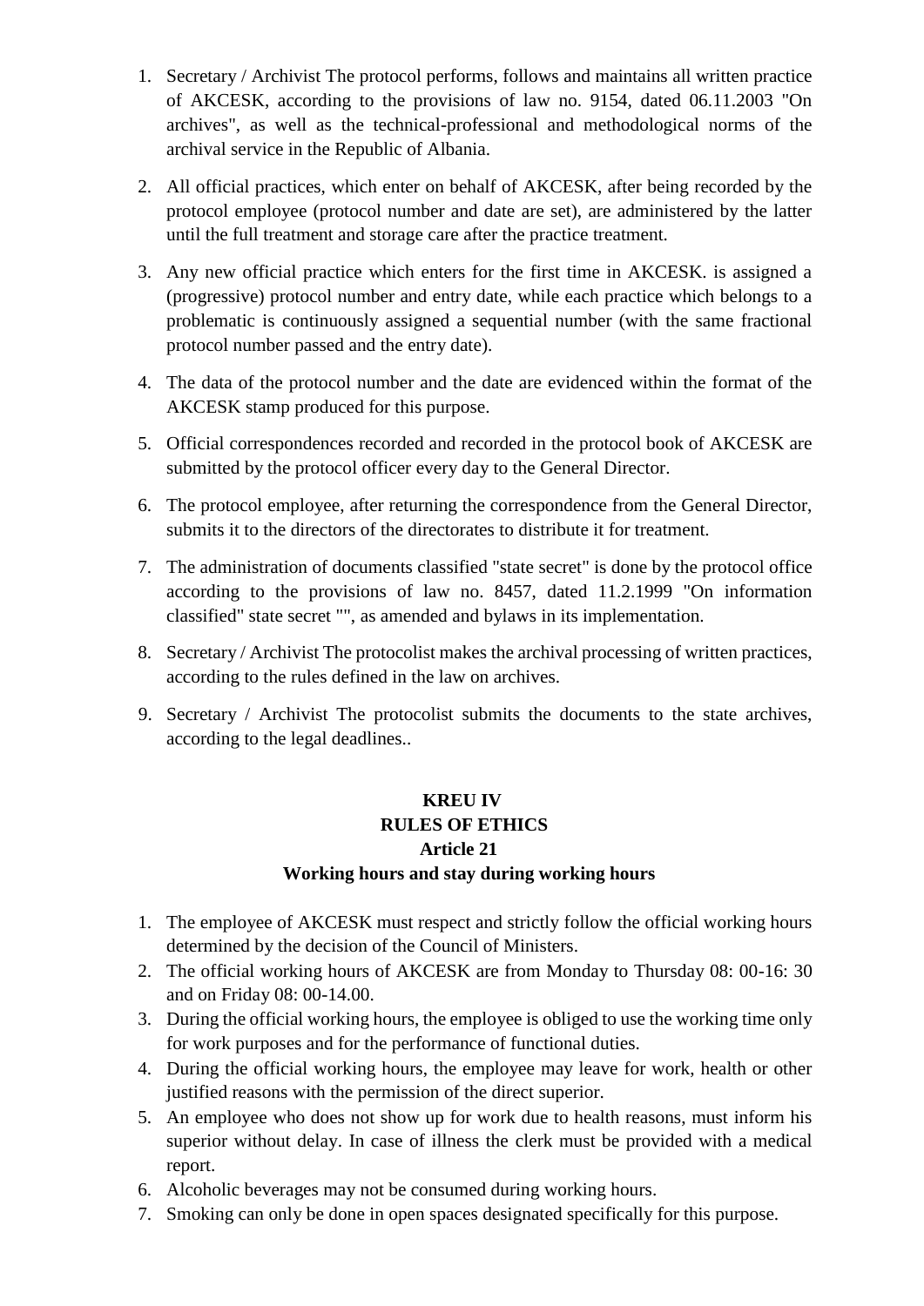1. Secretary / Archivist The protocol performs, follows and maintains all written practice of AKCESK, according to the provisions of law no. 9154, dated 06.11.2003 "On archives", as well as the technical-professional and methodological norms of the archival service in the Republic of Albania.
2. All official practices, which enter on behalf of AKCESK, after being recorded by the protocol employee (protocol number and date are set), are administered by the latter until the full treatment and storage care after the practice treatment.
3. Any new official practice which enters for the first time in AKCESK. is assigned a (progressive) protocol number and entry date, while each practice which belongs to a problematic is continuously assigned a sequential number (with the same fractional protocol number passed and the entry date).
4. The data of the protocol number and the date are evidenced within the format of the AKCESK stamp produced for this purpose.
5. Official correspondences recorded and recorded in the protocol book of AKCESK are submitted by the protocol officer every day to the General Director.
6. The protocol employee, after returning the correspondence from the General Director, submits it to the directors of the directorates to distribute it for treatment.
7. The administration of documents classified "state secret" is done by the protocol office according to the provisions of law no. 8457, dated 11.2.1999 "On information classified" state secret "", as amended and bylaws in its implementation.
8. Secretary / Archivist The protocolist makes the archival processing of written practices, according to the rules defined in the law on archives.
9. Secretary / Archivist The protocolist submits the documents to the state archives, according to the legal deadlines..

## KREU IV
## RULES OF ETHICS
### Article 21
### Working hours and stay during working hours

1. The employee of AKCESK must respect and strictly follow the official working hours determined by the decision of the Council of Ministers.
2. The official working hours of AKCESK are from Monday to Thursday 08: 00-16: 30 and on Friday 08: 00-14.00.
3. During the official working hours, the employee is obliged to use the working time only for work purposes and for the performance of functional duties.
4. During the official working hours, the employee may leave for work, health or other justified reasons with the permission of the direct superior.
5. An employee who does not show up for work due to health reasons, must inform his superior without delay. In case of illness the clerk must be provided with a medical report.
6. Alcoholic beverages may not be consumed during working hours.
7. Smoking can only be done in open spaces designated specifically for this purpose.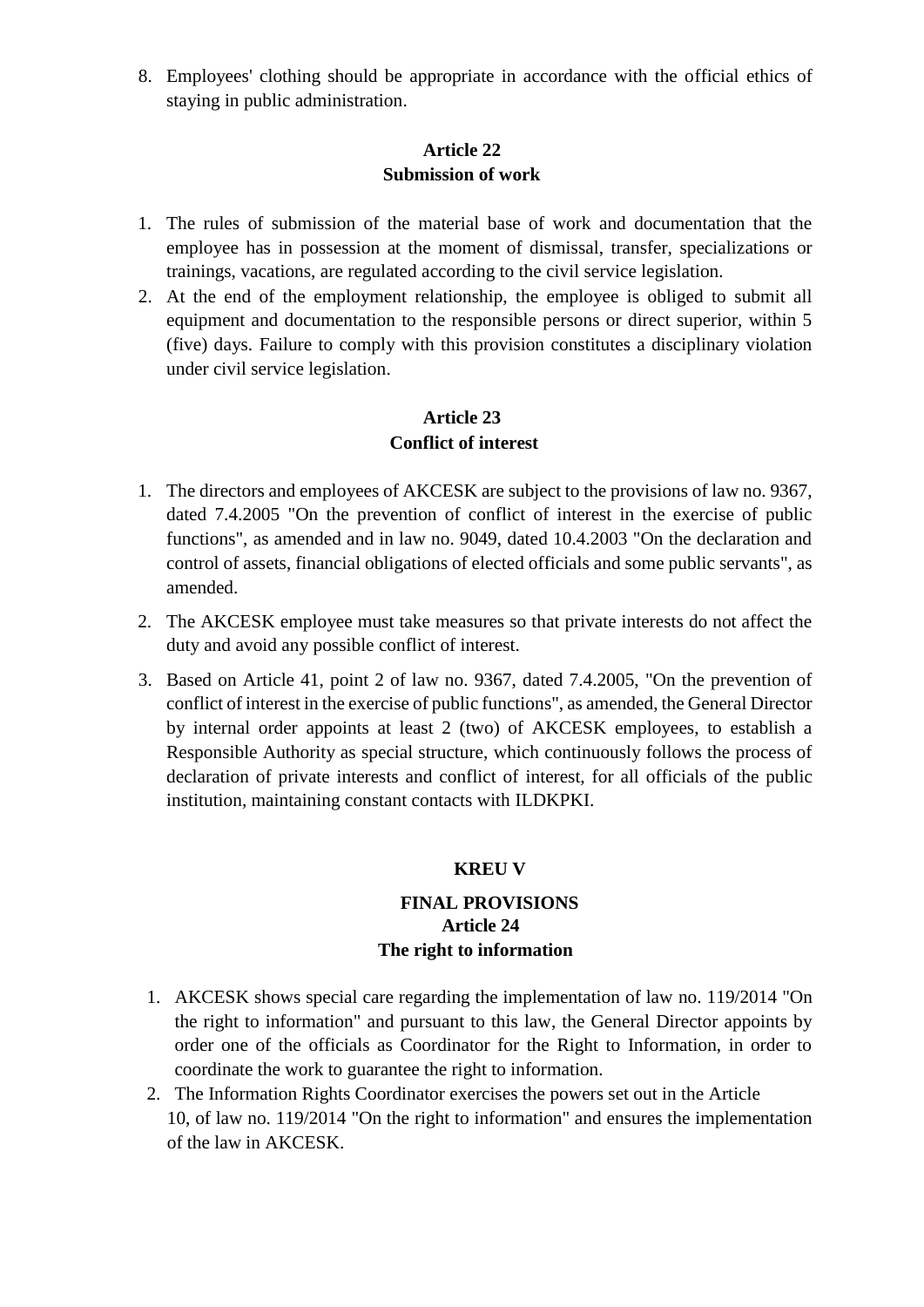8. Employees' clothing should be appropriate in accordance with the official ethics of staying in public administration.

### Article 22
### Submission of work

1. The rules of submission of the material base of work and documentation that the employee has in possession at the moment of dismissal, transfer, specializations or trainings, vacations, are regulated according to the civil service legislation.
2. At the end of the employment relationship, the employee is obliged to submit all equipment and documentation to the responsible persons or direct superior, within 5 (five) days. Failure to comply with this provision constitutes a disciplinary violation under civil service legislation.

### Article 23
### Conflict of interest

1. The directors and employees of AKCESK are subject to the provisions of law no. 9367, dated 7.4.2005 "On the prevention of conflict of interest in the exercise of public functions", as amended and in law no. 9049, dated 10.4.2003 "On the declaration and control of assets, financial obligations of elected officials and some public servants", as amended.
2. The AKCESK employee must take measures so that private interests do not affect the duty and avoid any possible conflict of interest.
3. Based on Article 41, point 2 of law no. 9367, dated 7.4.2005, "On the prevention of conflict of interest in the exercise of public functions", as amended, the General Director by internal order appoints at least 2 (two) of AKCESK employees, to establish a Responsible Authority as special structure, which continuously follows the process of declaration of private interests and conflict of interest, for all officials of the public institution, maintaining constant contacts with ILDKPKI.

## KREU V

## FINAL PROVISIONS

### Article 24
### The right to information

1. AKCESK shows special care regarding the implementation of law no. 119/2014 "On the right to information" and pursuant to this law, the General Director appoints by order one of the officials as Coordinator for the Right to Information, in order to coordinate the work to guarantee the right to information.
2. The Information Rights Coordinator exercises the powers set out in the Article 10, of law no. 119/2014 "On the right to information" and ensures the implementation of the law in AKCESK.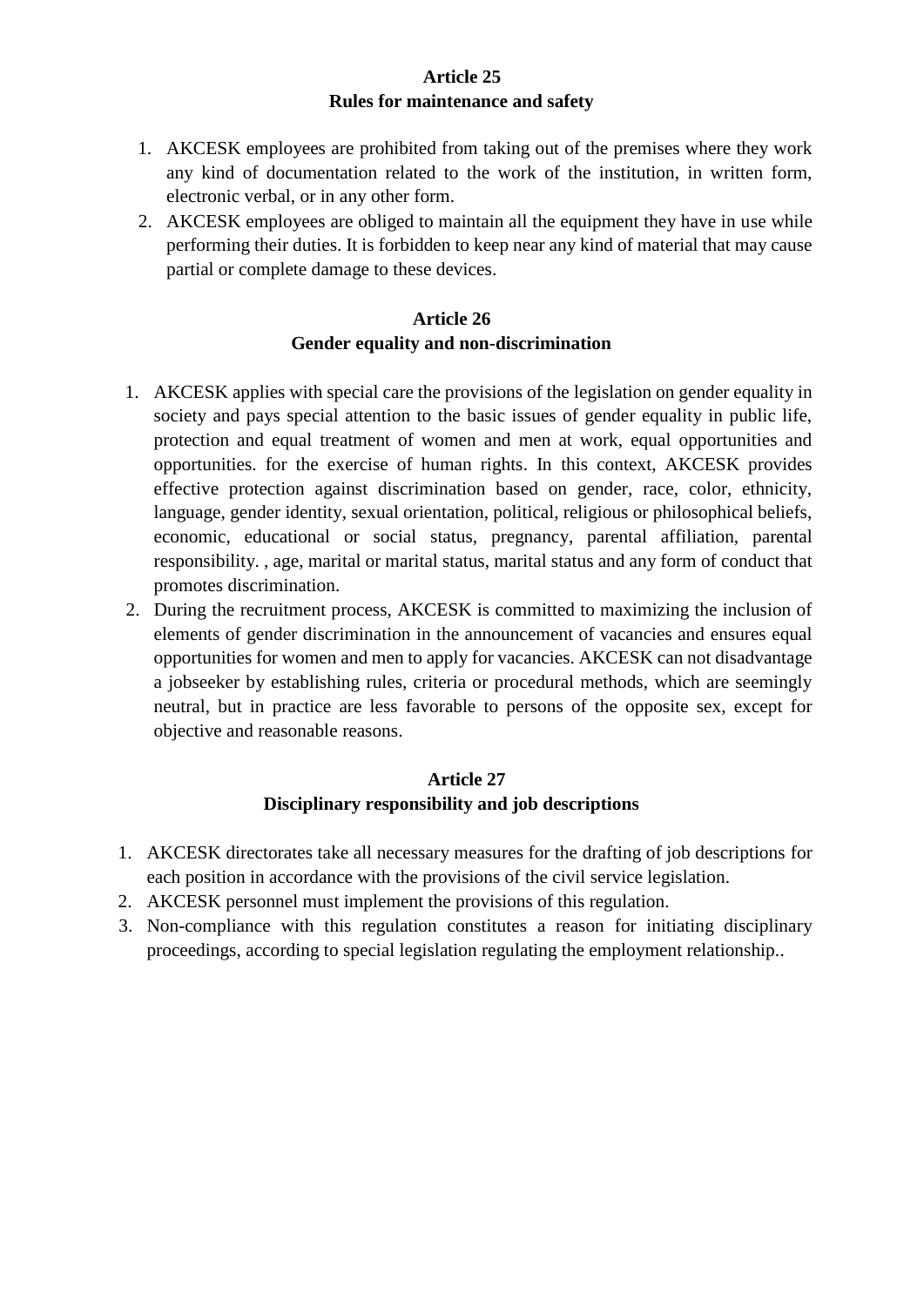## Article 25
## Rules for maintenance and safety

1. AKCESK employees are prohibited from taking out of the premises where they work any kind of documentation related to the work of the institution, in written form, electronic verbal, or in any other form.
2. AKCESK employees are obliged to maintain all the equipment they have in use while performing their duties. It is forbidden to keep near any kind of material that may cause partial or complete damage to these devices.

## Article 26
## Gender equality and non-discrimination

1. AKCESK applies with special care the provisions of the legislation on gender equality in society and pays special attention to the basic issues of gender equality in public life, protection and equal treatment of women and men at work, equal opportunities and opportunities. for the exercise of human rights. In this context, AKCESK provides effective protection against discrimination based on gender, race, color, ethnicity, language, gender identity, sexual orientation, political, religious or philosophical beliefs, economic, educational or social status, pregnancy, parental affiliation, parental responsibility. , age, marital or marital status, marital status and any form of conduct that promotes discrimination.
2. During the recruitment process, AKCESK is committed to maximizing the inclusion of elements of gender discrimination in the announcement of vacancies and ensures equal opportunities for women and men to apply for vacancies. AKCESK can not disadvantage a jobseeker by establishing rules, criteria or procedural methods, which are seemingly neutral, but in practice are less favorable to persons of the opposite sex, except for objective and reasonable reasons.

## Article 27
## Disciplinary responsibility and job descriptions

1. AKCESK directorates take all necessary measures for the drafting of job descriptions for each position in accordance with the provisions of the civil service legislation.
2. AKCESK personnel must implement the provisions of this regulation.
3. Non-compliance with this regulation constitutes a reason for initiating disciplinary proceedings, according to special legislation regulating the employment relationship..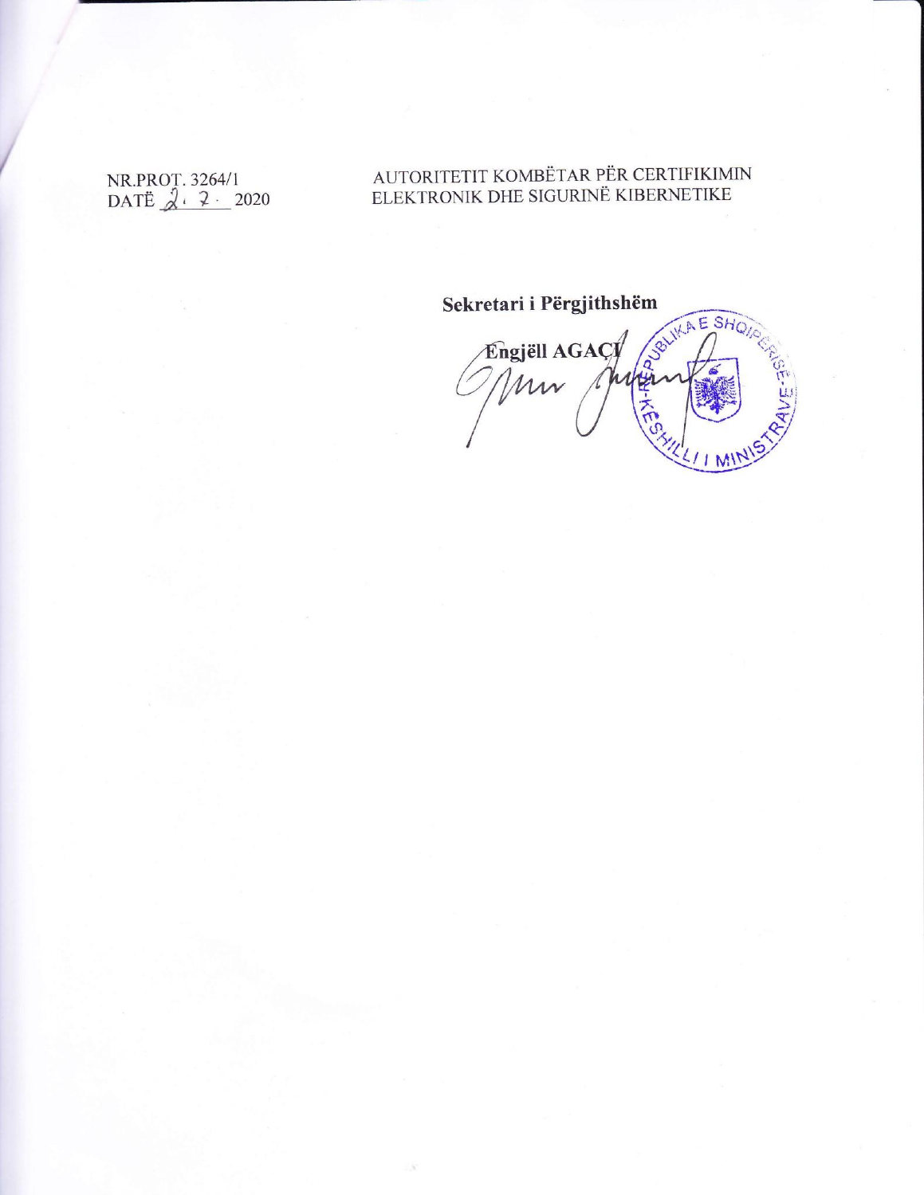NR.PROT. 3264/1
DATË 2. 7. 2020

AUTORITETIT KOMBËTAR PËR CERTIFIKIMIN ELEKTRONIK DHE SIGURINË KIBERNETIKE

**Sekretari i Përgjithshëm**

**Engjëll AGAÇI**